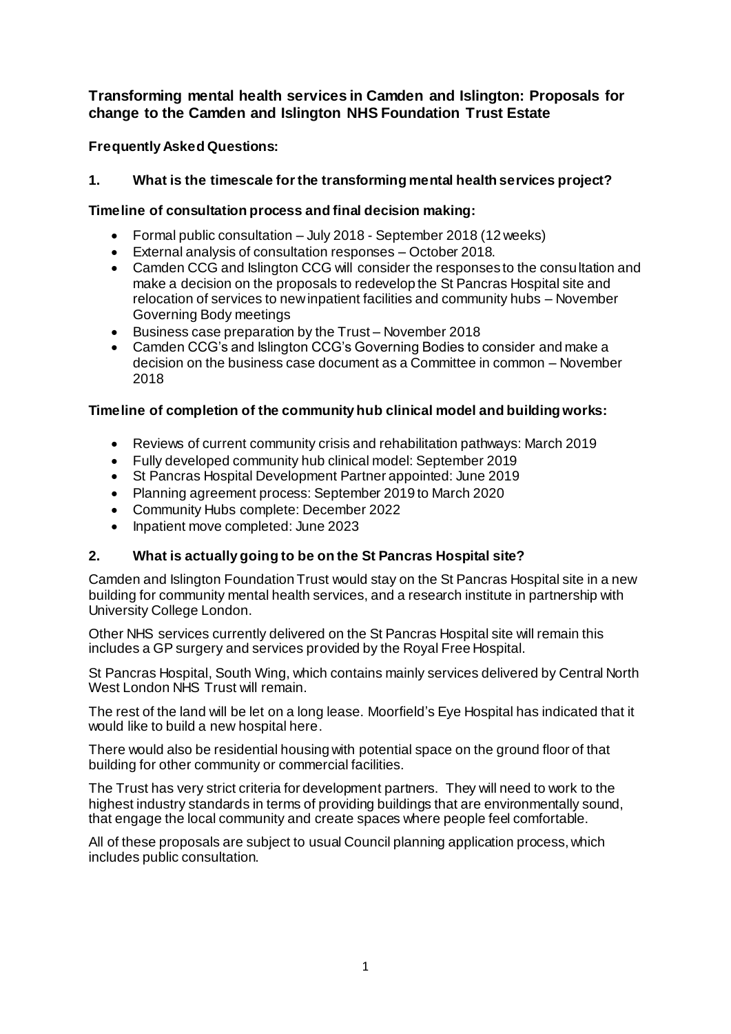## Transforming mental health services in Camden and Islington: Proposals for change to the Camden and Islington NHS Foundation Trust Estate

**Frequently Asked Questions:**

### 1. What is the timescale for the transforming mental health services project?

**Timeline of consultation process and final decision making:**

- Formal public consultation – July 2018 - September 2018 (12 weeks)
- External analysis of consultation responses – October 2018.
- Camden CCG and Islington CCG will consider the responses to the consultation and make a decision on the proposals to redevelop the St Pancras Hospital site and relocation of services to new inpatient facilities and community hubs – November Governing Body meetings
- Business case preparation by the Trust – November 2018
- Camden CCG's and Islington CCG's Governing Bodies to consider and make a decision on the business case document as a Committee in common – November 2018

**Timeline of completion of the community hub clinical model and building works:**

- Reviews of current community crisis and rehabilitation pathways: March 2019
- Fully developed community hub clinical model: September 2019
- St Pancras Hospital Development Partner appointed: June 2019
- Planning agreement process: September 2019 to March 2020
- Community Hubs complete: December 2022
- Inpatient move completed: June 2023

### 2. What is actually going to be on the St Pancras Hospital site?

Camden and Islington Foundation Trust would stay on the St Pancras Hospital site in a new building for community mental health services, and a research institute in partnership with University College London.

Other NHS services currently delivered on the St Pancras Hospital site will remain this includes a GP surgery and services provided by the Royal Free Hospital.

St Pancras Hospital, South Wing, which contains mainly services delivered by Central North West London NHS Trust will remain.

The rest of the land will be let on a long lease. Moorfield's Eye Hospital has indicated that it would like to build a new hospital here.

There would also be residential housing with potential space on the ground floor of that building for other community or commercial facilities.

The Trust has very strict criteria for development partners. They will need to work to the highest industry standards in terms of providing buildings that are environmentally sound, that engage the local community and create spaces where people feel comfortable.

All of these proposals are subject to usual Council planning application process, which includes public consultation.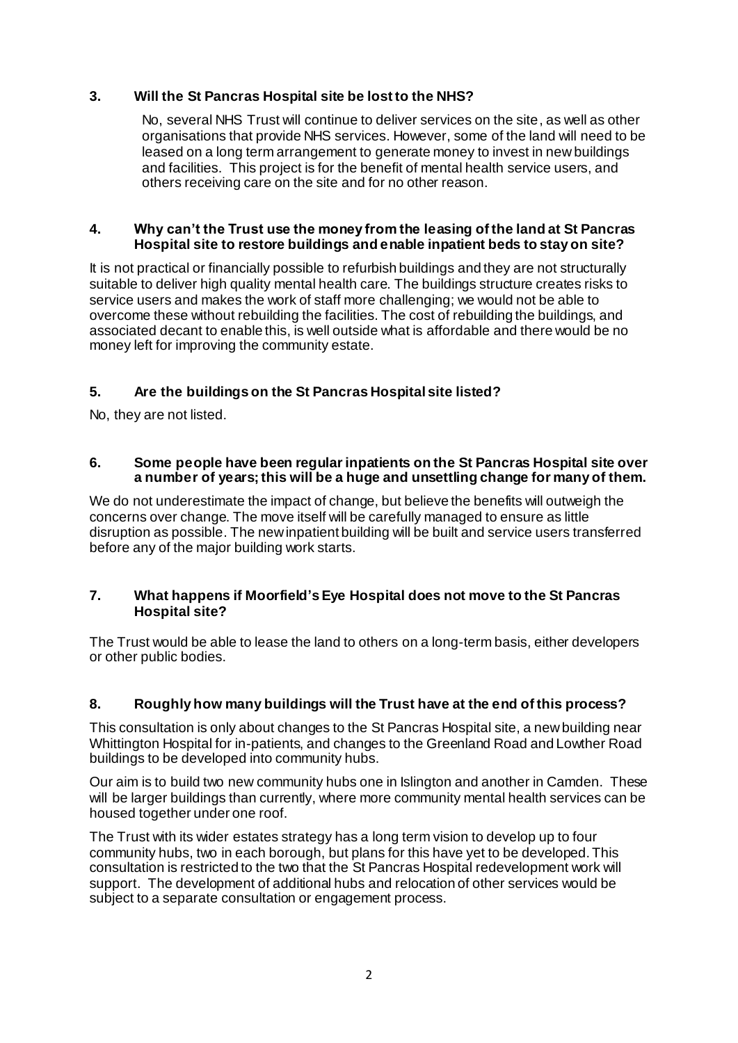### 3. Will the St Pancras Hospital site be lost to the NHS?

No, several NHS Trust will continue to deliver services on the site, as well as other organisations that provide NHS services. However, some of the land will need to be leased on a long term arrangement to generate money to invest in new buildings and facilities. This project is for the benefit of mental health service users, and others receiving care on the site and for no other reason.

### 4. Why can't the Trust use the money from the leasing of the land at St Pancras Hospital site to restore buildings and enable inpatient beds to stay on site?

It is not practical or financially possible to refurbish buildings and they are not structurally suitable to deliver high quality mental health care. The buildings structure creates risks to service users and makes the work of staff more challenging; we would not be able to overcome these without rebuilding the facilities. The cost of rebuilding the buildings, and associated decant to enable this, is well outside what is affordable and there would be no money left for improving the community estate.

### 5. Are the buildings on the St Pancras Hospital site listed?

No, they are not listed.

### 6. Some people have been regular inpatients on the St Pancras Hospital site over a number of years; this will be a huge and unsettling change for many of them.

We do not underestimate the impact of change, but believe the benefits will outweigh the concerns over change. The move itself will be carefully managed to ensure as little disruption as possible. The new inpatient building will be built and service users transferred before any of the major building work starts.

### 7. What happens if Moorfield's Eye Hospital does not move to the St Pancras Hospital site?

The Trust would be able to lease the land to others on a long-term basis, either developers or other public bodies.

### 8. Roughly how many buildings will the Trust have at the end of this process?

This consultation is only about changes to the St Pancras Hospital site, a new building near Whittington Hospital for in-patients, and changes to the Greenland Road and Lowther Road buildings to be developed into community hubs.

Our aim is to build two new community hubs one in Islington and another in Camden. These will be larger buildings than currently, where more community mental health services can be housed together under one roof.

The Trust with its wider estates strategy has a long term vision to develop up to four community hubs, two in each borough, but plans for this have yet to be developed. This consultation is restricted to the two that the St Pancras Hospital redevelopment work will support. The development of additional hubs and relocation of other services would be subject to a separate consultation or engagement process.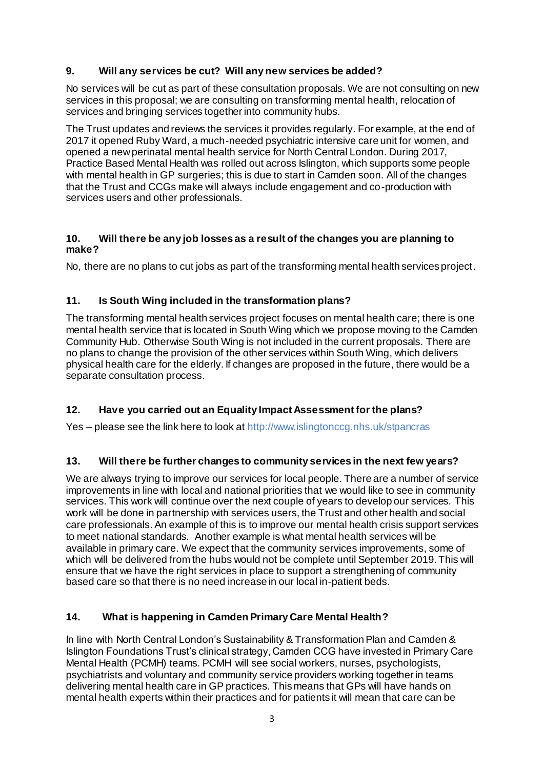### 9. Will any services be cut? Will any new services be added?

No services will be cut as part of these consultation proposals. We are not consulting on new services in this proposal; we are consulting on transforming mental health, relocation of services and bringing services together into community hubs.

The Trust updates and reviews the services it provides regularly. For example, at the end of 2017 it opened Ruby Ward, a much-needed psychiatric intensive care unit for women, and opened a new perinatal mental health service for North Central London. During 2017, Practice Based Mental Health was rolled out across Islington, which supports some people with mental health in GP surgeries; this is due to start in Camden soon. All of the changes that the Trust and CCGs make will always include engagement and co-production with services users and other professionals.

### 10. Will there be any job losses as a result of the changes you are planning to make?

No, there are no plans to cut jobs as part of the transforming mental health services project.

### 11. Is South Wing included in the transformation plans?

The transforming mental health services project focuses on mental health care; there is one mental health service that is located in South Wing which we propose moving to the Camden Community Hub. Otherwise South Wing is not included in the current proposals. There are no plans to change the provision of the other services within South Wing, which delivers physical health care for the elderly. If changes are proposed in the future, there would be a separate consultation process.

### 12. Have you carried out an Equality Impact Assessment for the plans?

Yes – please see the link here to look at http://www.islingtonccg.nhs.uk/stpancras

### 13. Will there be further changes to community services in the next few years?

We are always trying to improve our services for local people. There are a number of service improvements in line with local and national priorities that we would like to see in community services. This work will continue over the next couple of years to develop our services. This work will be done in partnership with services users, the Trust and other health and social care professionals. An example of this is to improve our mental health crisis support services to meet national standards. Another example is what mental health services will be available in primary care. We expect that the community services improvements, some of which will be delivered from the hubs would not be complete until September 2019. This will ensure that we have the right services in place to support a strengthening of community based care so that there is no need increase in our local in-patient beds.

### 14. What is happening in Camden Primary Care Mental Health?

In line with North Central London's Sustainability & Transformation Plan and Camden & Islington Foundations Trust's clinical strategy, Camden CCG have invested in Primary Care Mental Health (PCMH) teams. PCMH will see social workers, nurses, psychologists, psychiatrists and voluntary and community service providers working together in teams delivering mental health care in GP practices. This means that GPs will have hands on mental health experts within their practices and for patients it will mean that care can be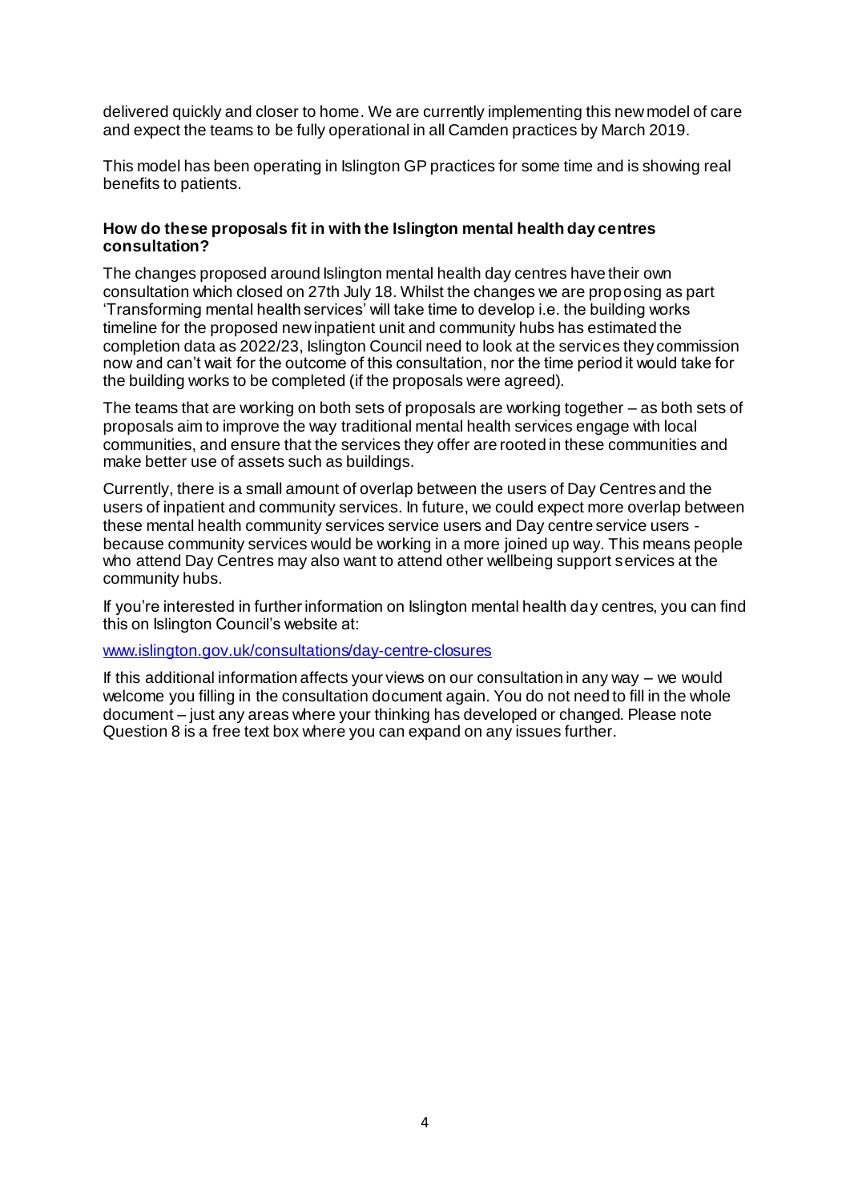delivered quickly and closer to home. We are currently implementing this new model of care and expect the teams to be fully operational in all Camden practices by March 2019.

This model has been operating in Islington GP practices for some time and is showing real benefits to patients.

**How do these proposals fit in with the Islington mental health day centres consultation?**

The changes proposed around Islington mental health day centres have their own consultation which closed on 27th July 18. Whilst the changes we are proposing as part 'Transforming mental health services' will take time to develop i.e. the building works timeline for the proposed new inpatient unit and community hubs has estimated the completion data as 2022/23, Islington Council need to look at the services they commission now and can't wait for the outcome of this consultation, nor the time period it would take for the building works to be completed (if the proposals were agreed).

The teams that are working on both sets of proposals are working together – as both sets of proposals aim to improve the way traditional mental health services engage with local communities, and ensure that the services they offer are rooted in these communities and make better use of assets such as buildings.

Currently, there is a small amount of overlap between the users of Day Centres and the users of inpatient and community services. In future, we could expect more overlap between these mental health community services service users and Day centre service users - because community services would be working in a more joined up way. This means people who attend Day Centres may also want to attend other wellbeing support services at the community hubs.

If you're interested in further information on Islington mental health day centres, you can find this on Islington Council's website at:

www.islington.gov.uk/consultations/day-centre-closures

If this additional information affects your views on our consultation in any way – we would welcome you filling in the consultation document again. You do not need to fill in the whole document – just any areas where your thinking has developed or changed. Please note Question 8 is a free text box where you can expand on any issues further.